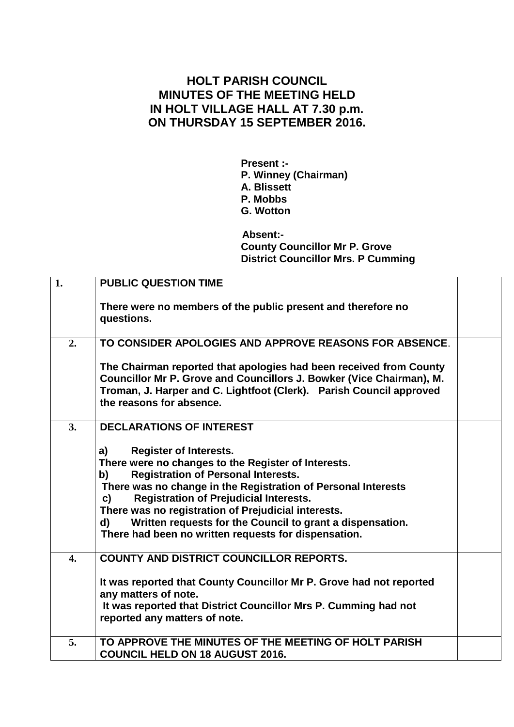# HOLT PARISH COUNCIL
# MINUTES OF THE MEETING HELD IN HOLT VILLAGE HALL AT 7.30 p.m. ON THURSDAY 15 SEPTEMBER 2016.

**Present :-**
**P. Winney (Chairman)**
**A. Blissett**
**P. Mobbs**
**G. Wotton**

**Absent:-**
**County Councillor Mr P. Grove**
**District Councillor Mrs. P Cumming**

| | | |
|---|---|---|
| **1.** | **PUBLIC QUESTION TIME**<br><br>**There were no members of the public present and therefore no questions.** | |
| **2.** | **TO CONSIDER APOLOGIES AND APPROVE REASONS FOR ABSENCE.**<br><br>**The Chairman reported that apologies had been received from County Councillor Mr P. Grove and Councillors J. Bowker (Vice Chairman), M. Troman, J. Harper and C. Lightfoot (Clerk). Parish Council approved the reasons for absence.** | |
| **3.** | **DECLARATIONS OF INTEREST**<br><br>**a) Register of Interests.**<br>**There were no changes to the Register of Interests.**<br>**b) Registration of Personal Interests.**<br>**There was no change in the Registration of Personal Interests**<br>**c) Registration of Prejudicial Interests.**<br>**There was no registration of Prejudicial interests.**<br>**d) Written requests for the Council to grant a dispensation.**<br>**There had been no written requests for dispensation.** | |
| **4.** | **COUNTY AND DISTRICT COUNCILLOR REPORTS.**<br><br>**It was reported that County Councillor Mr P. Grove had not reported any matters of note.**<br>**It was reported that District Councillor Mrs P. Cumming had not reported any matters of note.** | |
| **5.** | **TO APPROVE THE MINUTES OF THE MEETING OF HOLT PARISH COUNCIL HELD ON 18 AUGUST 2016.** | |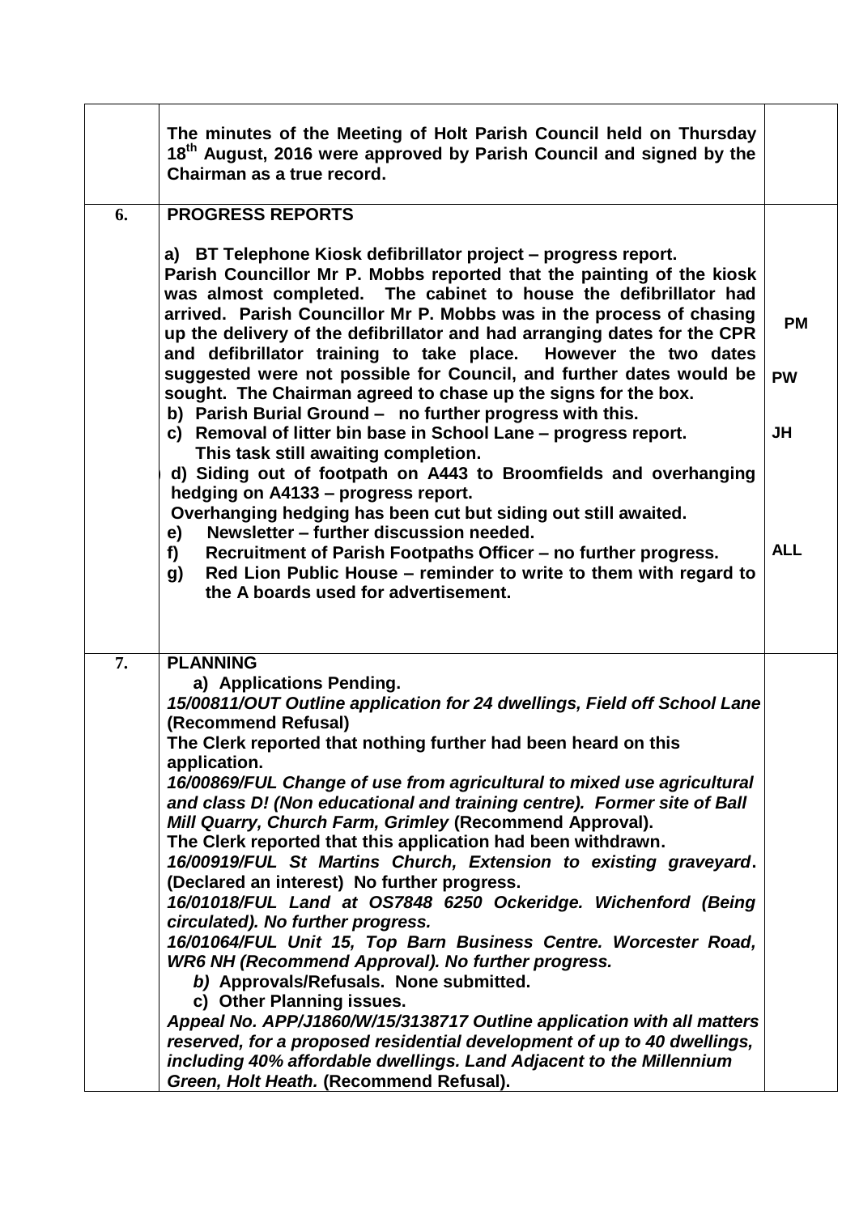| | | |
|---|---|---|
| | **The minutes of the Meeting of Holt Parish Council held on Thursday 18th August, 2016 were approved by Parish Council and signed by the Chairman as a true record.** | |
| **6.** | **PROGRESS REPORTS**<br><br>**a) BT Telephone Kiosk defibrillator project – progress report.**<br>**Parish Councillor Mr P. Mobbs reported that the painting of the kiosk was almost completed. The cabinet to house the defibrillator had arrived. Parish Councillor Mr P. Mobbs was in the process of chasing up the delivery of the defibrillator and had arranging dates for the CPR and defibrillator training to take place. However the two dates suggested were not possible for Council, and further dates would be sought. The Chairman agreed to chase up the signs for the box.**<br>**b) Parish Burial Ground – no further progress with this.**<br>**c) Removal of litter bin base in School Lane – progress report.**<br>**This task still awaiting completion.**<br>**d) Siding out of footpath on A443 to Broomfields and overhanging hedging on A4133 – progress report.**<br>**Overhanging hedging has been cut but siding out still awaited.**<br>**e) Newsletter – further discussion needed.**<br>**f) Recruitment of Parish Footpaths Officer – no further progress.**<br>**g) Red Lion Public House – reminder to write to them with regard to the A boards used for advertisement.** | **PM**<br><br>**PW**<br><br>**JH**<br><br>**ALL** |
| **7.** | **PLANNING**<br>**a) Applications Pending.**<br>***15/00811/OUT Outline application for 24 dwellings, Field off School Lane*** **(Recommend Refusal)**<br>**The Clerk reported that nothing further had been heard on this application.**<br>***16/00869/FUL Change of use from agricultural to mixed use agricultural and class D! (Non educational and training centre). Former site of Ball Mill Quarry, Church Farm, Grimley*** **(Recommend Approval).**<br>**The Clerk reported that this application had been withdrawn.**<br>***16/00919/FUL St Martins Church, Extension to existing graveyard*****.**<br>**(Declared an interest) No further progress.**<br>***16/01018/FUL Land at OS7848 6250 Ockeridge. Wichenford (Being circulated). No further progress.***<br>***16/01064/FUL Unit 15, Top Barn Business Centre. Worcester Road, WR6 NH (Recommend Approval). No further progress.***<br>***b)*** **Approvals/Refusals. None submitted.**<br>**c) Other Planning issues.**<br>***Appeal No. APP/J1860/W/15/3138717 Outline application with all matters reserved, for a proposed residential development of up to 40 dwellings, including 40% affordable dwellings. Land Adjacent to the Millennium Green, Holt Heath.*** **(Recommend Refusal).** | |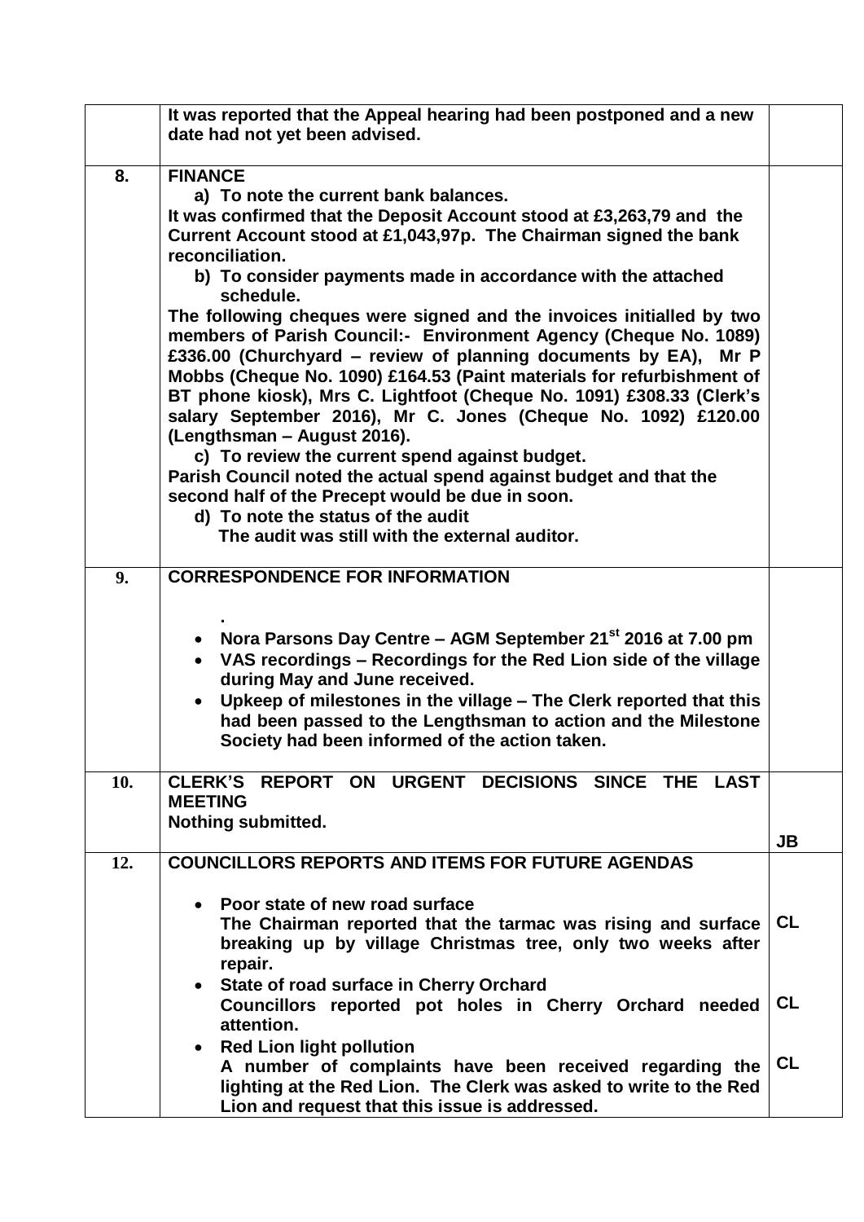| | | |
|---|---|---|
| | **It was reported that the Appeal hearing had been postponed and a new date had not yet been advised.** | |
| **8.** | **FINANCE**<br>**a) To note the current bank balances.**<br>**It was confirmed that the Deposit Account stood at £3,263,79 and the Current Account stood at £1,043,97p. The Chairman signed the bank reconciliation.**<br>**b) To consider payments made in accordance with the attached schedule.**<br>**The following cheques were signed and the invoices initialled by two members of Parish Council:- Environment Agency (Cheque No. 1089) £336.00 (Churchyard – review of planning documents by EA), Mr P Mobbs (Cheque No. 1090) £164.53 (Paint materials for refurbishment of BT phone kiosk), Mrs C. Lightfoot (Cheque No. 1091) £308.33 (Clerk's salary September 2016), Mr C. Jones (Cheque No. 1092) £120.00 (Lengthsman – August 2016).**<br>**c) To review the current spend against budget.**<br>**Parish Council noted the actual spend against budget and that the second half of the Precept would be due in soon.**<br>**d) To note the status of the audit**<br>**The audit was still with the external auditor.** | |
| **9.** | **CORRESPONDENCE FOR INFORMATION**<br>**.**<br>• **Nora Parsons Day Centre – AGM September 21st 2016 at 7.00 pm**<br>• **VAS recordings – Recordings for the Red Lion side of the village during May and June received.**<br>• **Upkeep of milestones in the village – The Clerk reported that this had been passed to the Lengthsman to action and the Milestone Society had been informed of the action taken.** | |
| **10.** | **CLERK'S REPORT ON URGENT DECISIONS SINCE THE LAST MEETING**<br>**Nothing submitted.** | **JB** |
| **12.** | **COUNCILLORS REPORTS AND ITEMS FOR FUTURE AGENDAS**<br>• **Poor state of new road surface**<br>**The Chairman reported that the tarmac was rising and surface breaking up by village Christmas tree, only two weeks after repair.**<br>• **State of road surface in Cherry Orchard**<br>**Councillors reported pot holes in Cherry Orchard needed attention.**<br>• **Red Lion light pollution**<br>**A number of complaints have been received regarding the lighting at the Red Lion. The Clerk was asked to write to the Red Lion and request that this issue is addressed.** | **CL**<br>**CL**<br>**CL** |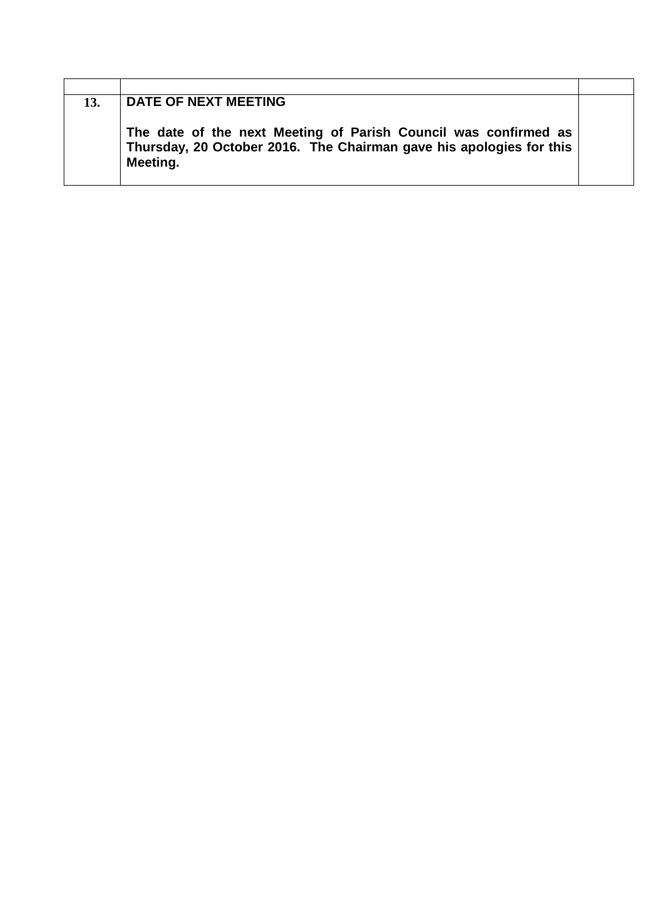| | | |
|---|---|---|
| **13.** | **DATE OF NEXT MEETING**<br><br>**The date of the next Meeting of Parish Council was confirmed as Thursday, 20 October 2016. The Chairman gave his apologies for this Meeting.** | |